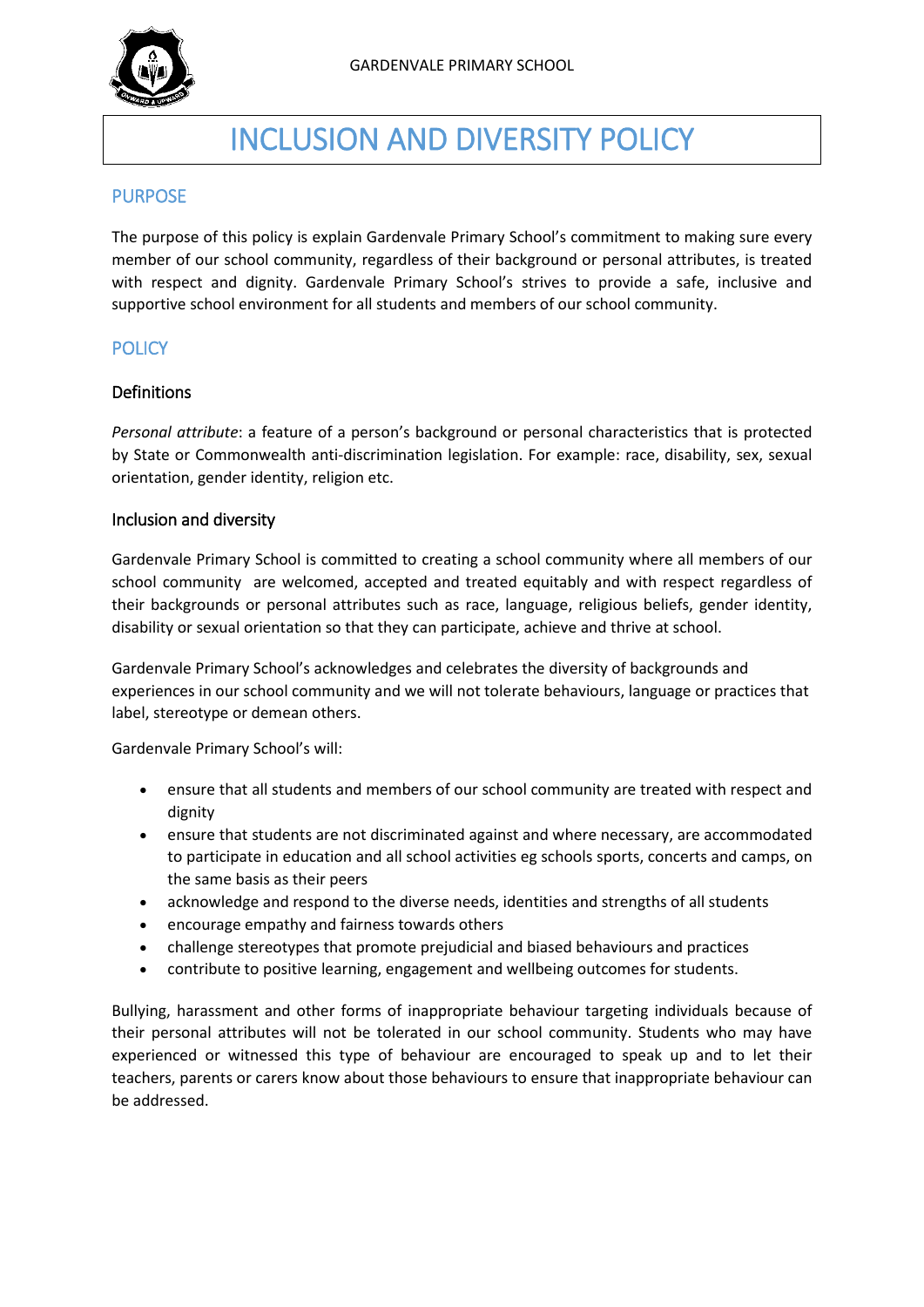# INCLUSION AND DIVERSITY POLICY

## PURPOSE

The purpose of this policy is explain Gardenvale Primary School's commitment to making sure every member of our school community, regardless of their background or personal attributes, is treated with respect and dignity. Gardenvale Primary School's strives to provide a safe, inclusive and supportive school environment for all students and members of our school community.

## POLICY

### Definitions

*Personal attribute*: a feature of a person's background or personal characteristics that is protected by State or Commonwealth anti-discrimination legislation. For example: race, disability, sex, sexual orientation, gender identity, religion etc.

### Inclusion and diversity

Gardenvale Primary School is committed to creating a school community where all members of our school community  are welcomed, accepted and treated equitably and with respect regardless of their backgrounds or personal attributes such as race, language, religious beliefs, gender identity, disability or sexual orientation so that they can participate, achieve and thrive at school.

Gardenvale Primary School's acknowledges and celebrates the diversity of backgrounds and experiences in our school community and we will not tolerate behaviours, language or practices that label, stereotype or demean others.

Gardenvale Primary School's will:

- ensure that all students and members of our school community are treated with respect and dignity
- ensure that students are not discriminated against and where necessary, are accommodated to participate in education and all school activities eg schools sports, concerts and camps, on the same basis as their peers
- acknowledge and respond to the diverse needs, identities and strengths of all students
- encourage empathy and fairness towards others
- challenge stereotypes that promote prejudicial and biased behaviours and practices
- contribute to positive learning, engagement and wellbeing outcomes for students.

Bullying, harassment and other forms of inappropriate behaviour targeting individuals because of their personal attributes will not be tolerated in our school community. Students who may have experienced or witnessed this type of behaviour are encouraged to speak up and to let their teachers, parents or carers know about those behaviours to ensure that inappropriate behaviour can be addressed.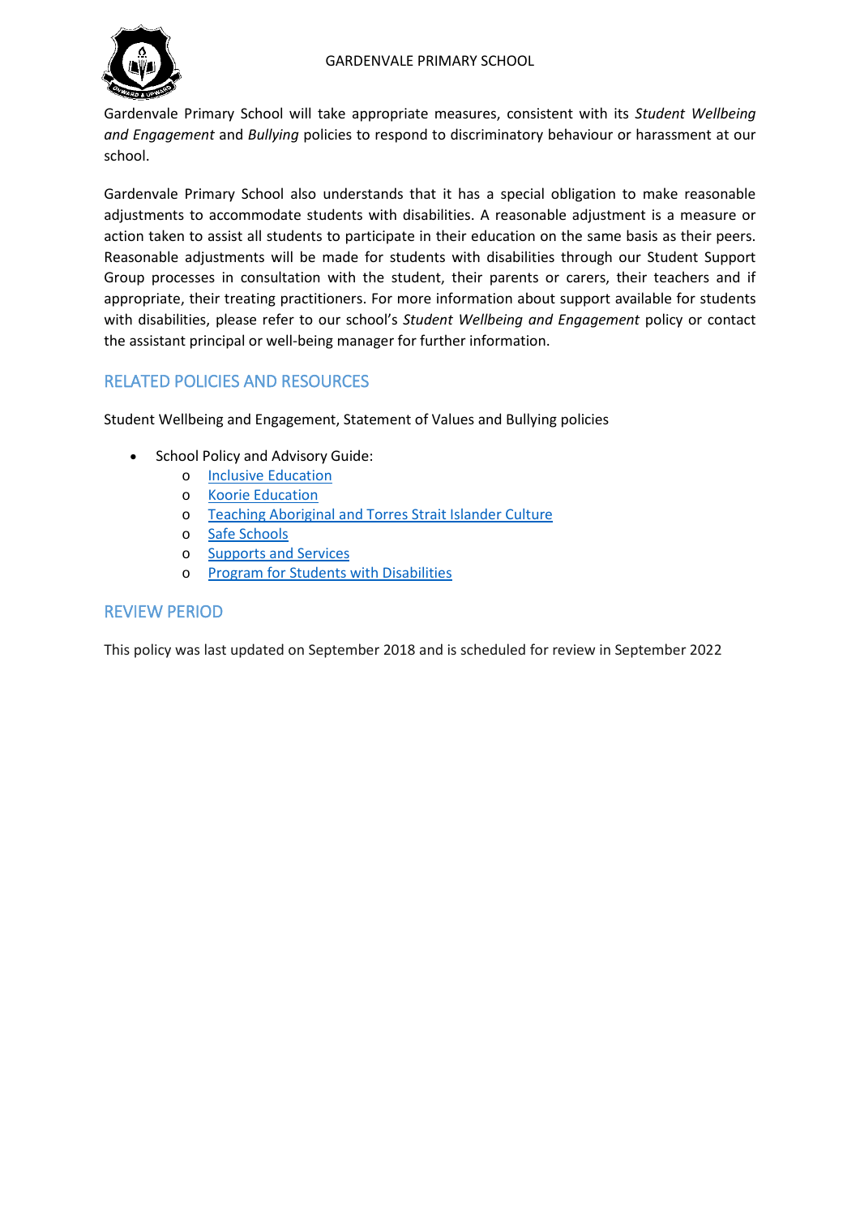Gardenvale Primary School will take appropriate measures, consistent with its *Student Wellbeing and Engagement* and *Bullying* policies to respond to discriminatory behaviour or harassment at our school.

Gardenvale Primary School also understands that it has a special obligation to make reasonable adjustments to accommodate students with disabilities. A reasonable adjustment is a measure or action taken to assist all students to participate in their education on the same basis as their peers. Reasonable adjustments will be made for students with disabilities through our Student Support Group processes in consultation with the student, their parents or carers, their teachers and if appropriate, their treating practitioners. For more information about support available for students with disabilities, please refer to our school's *Student Wellbeing and Engagement* policy or contact the assistant principal or well-being manager for further information.

## RELATED POLICIES AND RESOURCES

Student Wellbeing and Engagement, Statement of Values and Bullying policies

- School Policy and Advisory Guide:
  - Inclusive Education
  - Koorie Education
  - Teaching Aboriginal and Torres Strait Islander Culture
  - Safe Schools
  - Supports and Services
  - Program for Students with Disabilities

## REVIEW PERIOD

This policy was last updated on September 2018 and is scheduled for review in September 2022